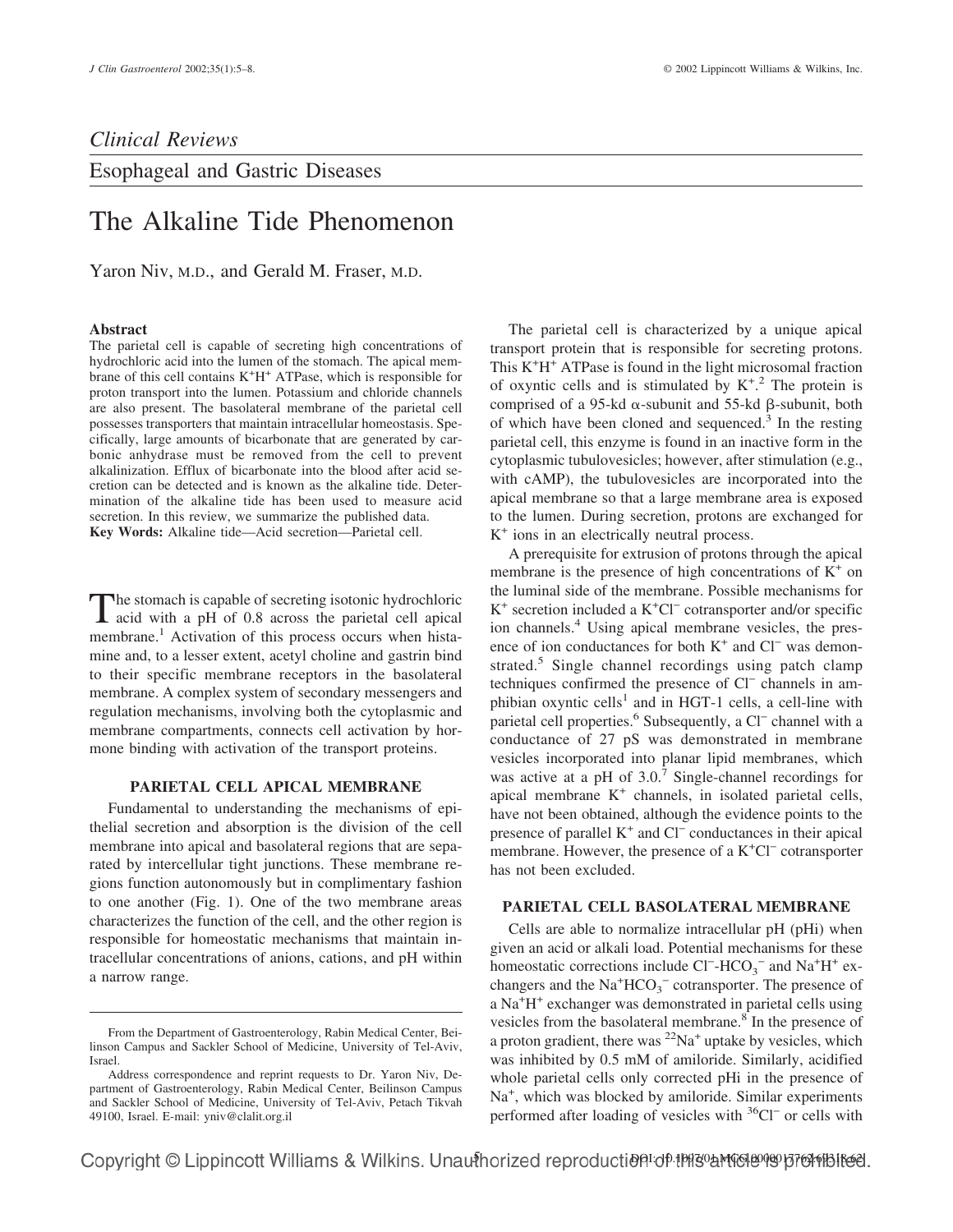## Clinical Reviews

### Esophageal and Gastric Diseases

# The Alkaline Tide Phenomenon

Yaron Niv, M.D., and Gerald M. Fraser, M.D.

**Abstract**

The parietal cell is capable of secreting high concentrations of hydrochloric acid into the lumen of the stomach. The apical membrane of this cell contains $K^+H^+$ ATPase, which is responsible for proton transport into the lumen. Potassium and chloride channels are also present. The basolateral membrane of the parietal cell possesses transporters that maintain intracellular homeostasis. Specifically, large amounts of bicarbonate that are generated by carbonic anhydrase must be removed from the cell to prevent alkalinization. Efflux of bicarbonate into the blood after acid secretion can be detected and is known as the alkaline tide. Determination of the alkaline tide has been used to measure acid secretion. In this review, we summarize the published data.

**Key Words:** Alkaline tide—Acid secretion—Parietal cell.

The stomach is capable of secreting isotonic hydrochloric acid with a pH of 0.8 across the parietal cell apical membrane.[1] Activation of this process occurs when histamine and, to a lesser extent, acetyl choline and gastrin bind to their specific membrane receptors in the basolateral membrane. A complex system of secondary messengers and regulation mechanisms, involving both the cytoplasmic and membrane compartments, connects cell activation by hormone binding with activation of the transport proteins.

## PARIETAL CELL APICAL MEMBRANE

Fundamental to understanding the mechanisms of epithelial secretion and absorption is the division of the cell membrane into apical and basolateral regions that are separated by intercellular tight junctions. These membrane regions function autonomously but in complimentary fashion to one another (Fig. 1). One of the two membrane areas characterizes the function of the cell, and the other region is responsible for homeostatic mechanisms that maintain intracellular concentrations of anions, cations, and pH within a narrow range.

The parietal cell is characterized by a unique apical transport protein that is responsible for secreting protons. This $K^+H^+$ ATPase is found in the light microsomal fraction of oxyntic cells and is stimulated by $K^+$.[2] The protein is comprised of a 95-kd $\alpha$-subunit and 55-kd $\beta$-subunit, both of which have been cloned and sequenced.[3] In the resting parietal cell, this enzyme is found in an inactive form in the cytoplasmic tubulovesicles; however, after stimulation (e.g., with cAMP), the tubulovesicles are incorporated into the apical membrane so that a large membrane area is exposed to the lumen. During secretion, protons are exchanged for $K^+$ ions in an electrically neutral process.

A prerequisite for extrusion of protons through the apical membrane is the presence of high concentrations of $K^+$ on the luminal side of the membrane. Possible mechanisms for $K^+$ secretion included a $K^+Cl^-$ cotransporter and/or specific ion channels.[4] Using apical membrane vesicles, the presence of ion conductances for both $K^+$ and $Cl^-$ was demonstrated.[5] Single channel recordings using patch clamp techniques confirmed the presence of $Cl^-$ channels in amphibian oxyntic cells[1] and in HGT-1 cells, a cell-line with parietal cell properties.[6] Subsequently, a $Cl^-$ channel with a conductance of 27 pS was demonstrated in membrane vesicles incorporated into planar lipid membranes, which was active at a pH of 3.0.[7] Single-channel recordings for apical membrane $K^+$ channels, in isolated parietal cells, have not been obtained, although the evidence points to the presence of parallel $K^+$ and $Cl^-$ conductances in their apical membrane. However, the presence of a $K^+Cl^-$ cotransporter has not been excluded.

## PARIETAL CELL BASOLATERAL MEMBRANE

Cells are able to normalize intracellular pH (pHi) when given an acid or alkali load. Potential mechanisms for these homeostatic corrections include $Cl^-$-$HCO_3^-$ and $Na^+H^+$ exchangers and the $Na^+HCO_3^-$ cotransporter. The presence of a $Na^+H^+$ exchanger was demonstrated in parietal cells using vesicles from the basolateral membrane.[8] In the presence of a proton gradient, there was $^{22}Na^+$ uptake by vesicles, which was inhibited by 0.5 mM of amiloride. Similarly, acidified whole parietal cells only corrected pHi in the presence of $Na^+$, which was blocked by amiloride. Similar experiments performed after loading of vesicles with $^{36}Cl^-$ or cells with

From the Department of Gastroenterology, Rabin Medical Center, Beilinson Campus and Sackler School of Medicine, University of Tel-Aviv, Israel.

Address correspondence and reprint requests to Dr. Yaron Niv, Department of Gastroenterology, Rabin Medical Center, Beilinson Campus and Sackler School of Medicine, University of Tel-Aviv, Petach Tikvah 49100, Israel. E-mail: yniv@clalit.org.il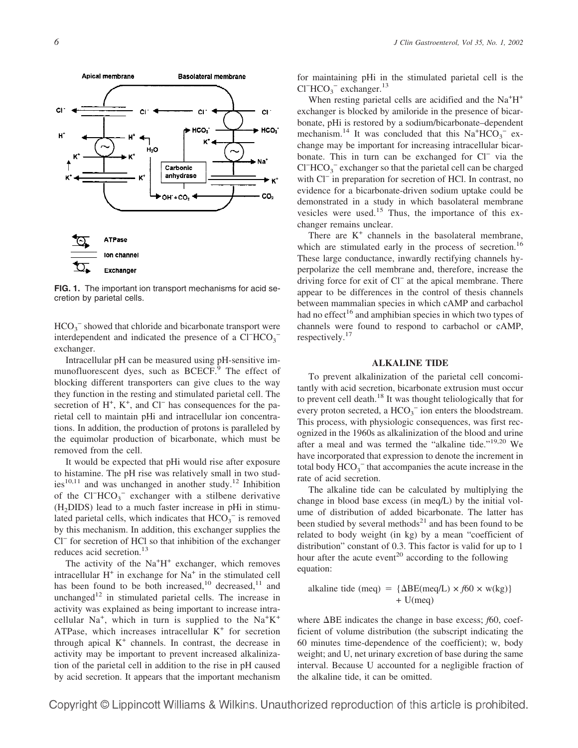FIG. 1. The important ion transport mechanisms for acid secretion by parietal cells.

$HCO_3^-$ showed that chloride and bicarbonate transport were interdependent and indicated the presence of a $Cl^-HCO_3^-$ exchanger.

Intracellular pH can be measured using pH-sensitive immunofluorescent dyes, such as BCECF.[9] The effect of blocking different transporters can give clues to the way they function in the resting and stimulated parietal cell. The secretion of $H^+$, $K^+$, and $Cl^-$ has consequences for the parietal cell to maintain pHi and intracellular ion concentrations. In addition, the production of protons is paralleled by the equimolar production of bicarbonate, which must be removed from the cell.

It would be expected that pHi would rise after exposure to histamine. The pH rise was relatively small in two studies[10,11] and was unchanged in another study.[12] Inhibition of the $Cl^-HCO_3^-$ exchanger with a stilbene derivative ($H_2$DIDS) lead to a much faster increase in pHi in stimulated parietal cells, which indicates that $HCO_3^-$ is removed by this mechanism. In addition, this exchanger supplies the $Cl^-$ for secretion of HCl so that inhibition of the exchanger reduces acid secretion.[13]

The activity of the $Na^+H^+$ exchanger, which removes intracellular $H^+$ in exchange for $Na^+$ in the stimulated cell has been found to be both increased,[10] decreased,[11] and unchanged[12] in stimulated parietal cells. The increase in activity was explained as being important to increase intracellular $Na^+$, which in turn is supplied to the $Na^+K^+$ ATPase, which increases intracellular $K^+$ for secretion through apical $K^+$ channels. In contrast, the decrease in activity may be important to prevent increased alkalinization of the parietal cell in addition to the rise in pH caused by acid secretion. It appears that the important mechanism for maintaining pHi in the stimulated parietal cell is the $Cl^-HCO_3^-$ exchanger.[13]

When resting parietal cells are acidified and the $Na^+H^+$ exchanger is blocked by amiloride in the presence of bicarbonate, pHi is restored by a sodium/bicarbonate–dependent mechanism.[14] It was concluded that this $Na^+HCO_3^-$ exchange may be important for increasing intracellular bicarbonate. This in turn can be exchanged for $Cl^-$ via the $Cl^-HCO_3^-$ exchanger so that the parietal cell can be charged with $Cl^-$ in preparation for secretion of HCl. In contrast, no evidence for a bicarbonate-driven sodium uptake could be demonstrated in a study in which basolateral membrane vesicles were used.[15] Thus, the importance of this exchanger remains unclear.

There are $K^+$ channels in the basolateral membrane, which are stimulated early in the process of secretion.[16] These large conductance, inwardly rectifying channels hyperpolarize the cell membrane and, therefore, increase the driving force for exit of $Cl^-$ at the apical membrane. There appear to be differences in the control of thesis channels between mammalian species in which cAMP and carbachol had no effect[16] and amphibian species in which two types of channels were found to respond to carbachol or cAMP, respectively.[17]

## ALKALINE TIDE

To prevent alkalinization of the parietal cell concomitantly with acid secretion, bicarbonate extrusion must occur to prevent cell death.[18] It was thought teliologically that for every proton secreted, a $HCO_3^-$ ion enters the bloodstream. This process, with physiologic consequences, was first recognized in the 1960s as alkalinization of the blood and urine after a meal and was termed the "alkaline tide."[19,20] We have incorporated that expression to denote the increment in total body $HCO_3^-$ that accompanies the acute increase in the rate of acid secretion.

The alkaline tide can be calculated by multiplying the change in blood base excess (in meq/L) by the initial volume of distribution of added bicarbonate. The latter has been studied by several methods[21] and has been found to be related to body weight (in kg) by a mean "coefficient of distribution" constant of 0.3. This factor is valid for up to 1 hour after the acute event[20] according to the following equation:

$$\text{alkaline tide (meq)} = \{\Delta \text{BE(meq/L)} \times f60 \times \text{w(kg)}\} + \text{U(meq)}$$

where ΔBE indicates the change in base excess; *f*60, coefficient of volume distribution (the subscript indicating the 60 minutes time-dependence of the coefficient); w, body weight; and U, net urinary excretion of base during the same interval. Because U accounted for a negligible fraction of the alkaline tide, it can be omitted.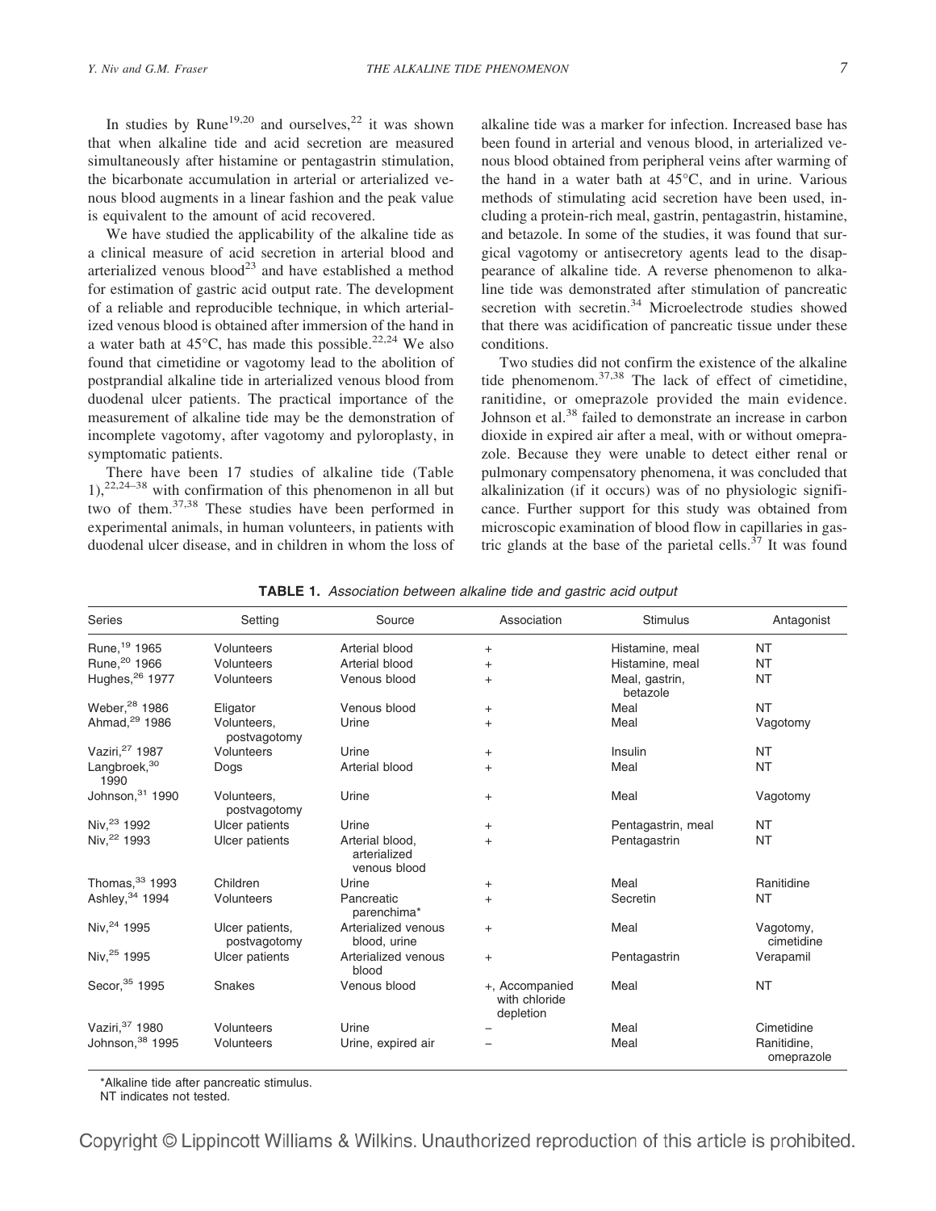In studies by Rune[19,20] and ourselves,[22] it was shown that when alkaline tide and acid secretion are measured simultaneously after histamine or pentagastrin stimulation, the bicarbonate accumulation in arterial or arterialized venous blood augments in a linear fashion and the peak value is equivalent to the amount of acid recovered.

We have studied the applicability of the alkaline tide as a clinical measure of acid secretion in arterial blood and arterialized venous blood[23] and have established a method for estimation of gastric acid output rate. The development of a reliable and reproducible technique, in which arterialized venous blood is obtained after immersion of the hand in a water bath at 45°C, has made this possible.[22,24] We also found that cimetidine or vagotomy lead to the abolition of postprandial alkaline tide in arterialized venous blood from duodenal ulcer patients. The practical importance of the measurement of alkaline tide may be the demonstration of incomplete vagotomy, after vagotomy and pyloroplasty, in symptomatic patients.

There have been 17 studies of alkaline tide (Table 1),[22,24–38] with confirmation of this phenomenon in all but two of them.[37,38] These studies have been performed in experimental animals, in human volunteers, in patients with duodenal ulcer disease, and in children in whom the loss of alkaline tide was a marker for infection. Increased base has been found in arterial and venous blood, in arterialized venous blood obtained from peripheral veins after warming of the hand in a water bath at 45°C, and in urine. Various methods of stimulating acid secretion have been used, including a protein-rich meal, gastrin, pentagastrin, histamine, and betazole. In some of the studies, it was found that surgical vagotomy or antisecretory agents lead to the disappearance of alkaline tide. A reverse phenomenon to alkaline tide was demonstrated after stimulation of pancreatic secretion with secretin.[34] Microelectrode studies showed that there was acidification of pancreatic tissue under these conditions.

Two studies did not confirm the existence of the alkaline tide phenomenom.[37,38] The lack of effect of cimetidine, ranitidine, or omeprazole provided the main evidence. Johnson et al.[38] failed to demonstrate an increase in carbon dioxide in expired air after a meal, with or without omeprazole. Because they were unable to detect either renal or pulmonary compensatory phenomena, it was concluded that alkalinization (if it occurs) was of no physiologic significance. Further support for this study was obtained from microscopic examination of blood flow in capillaries in gastric glands at the base of the parietal cells.[37] It was found

**TABLE 1.** *Association between alkaline tide and gastric acid output*

| Series | Setting | Source | Association | Stimulus | Antagonist |
|---|---|---|---|---|---|
| Rune,[19] 1965 | Volunteers | Arterial blood | + | Histamine, meal | NT |
| Rune,[20] 1966 | Volunteers | Arterial blood | + | Histamine, meal | NT |
| Hughes,[26] 1977 | Volunteers | Venous blood | + | Meal, gastrin, betazole | NT |
| Weber,[28] 1986 | Eligator | Venous blood | + | Meal | NT |
| Ahmad,[29] 1986 | Volunteers, postvagotomy | Urine | + | Meal | Vagotomy |
| Vaziri,[27] 1987 | Volunteers | Urine | + | Insulin | NT |
| Langbroek,[30] 1990 | Dogs | Arterial blood | + | Meal | NT |
| Johnson,[31] 1990 | Volunteers, postvagotomy | Urine | + | Meal | Vagotomy |
| Niv,[23] 1992 | Ulcer patients | Urine | + | Pentagastrin, meal | NT |
| Niv,[22] 1993 | Ulcer patients | Arterial blood, arterialized venous blood | + | Pentagastrin | NT |
| Thomas,[33] 1993 | Children | Urine | + | Meal | Ranitidine |
| Ashley,[34] 1994 | Volunteers | Pancreatic parenchima* | + | Secretin | NT |
| Niv,[24] 1995 | Ulcer patients, postvagotomy | Arterialized venous blood, urine | + | Meal | Vagotomy, cimetidine |
| Niv,[25] 1995 | Ulcer patients | Arterialized venous blood | + | Pentagastrin | Verapamil |
| Secor,[35] 1995 | Snakes | Venous blood | +, Accompanied with chloride depletion | Meal | NT |
| Vaziri,[37] 1980 | Volunteers | Urine | − | Meal | Cimetidine |
| Johnson,[38] 1995 | Volunteers | Urine, expired air | − | Meal | Ranitidine, omeprazole |

*Alkaline tide after pancreatic stimulus.
NT indicates not tested.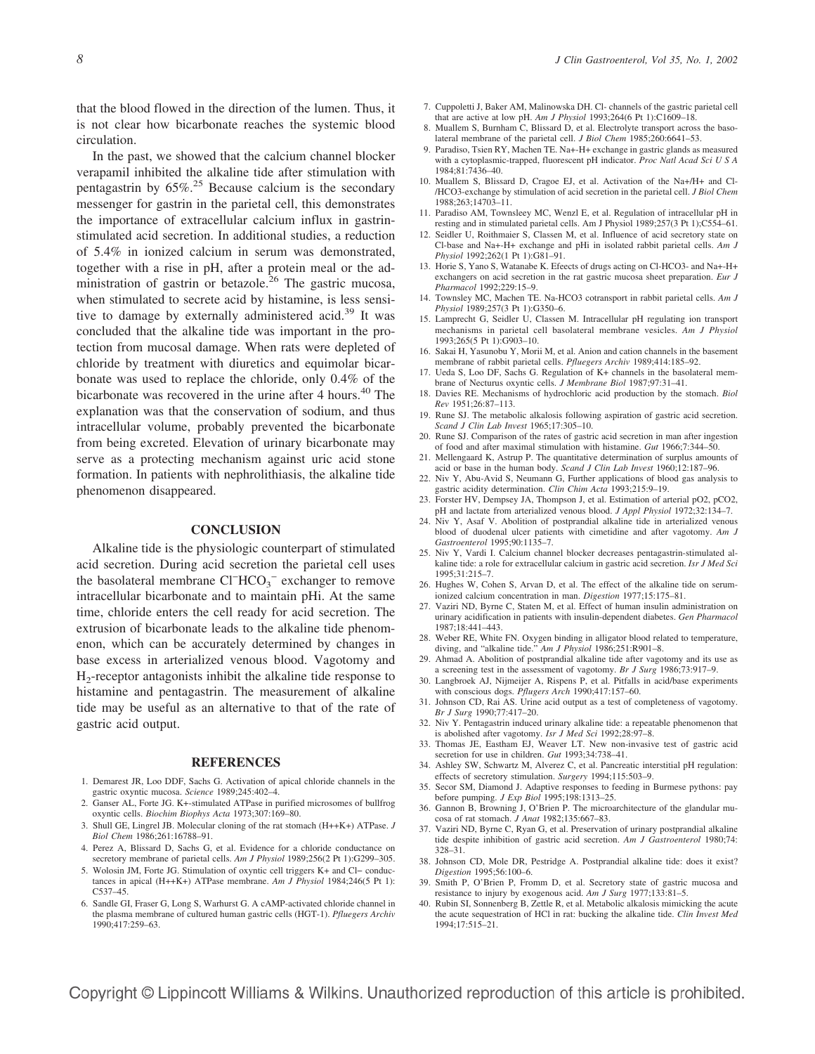that the blood flowed in the direction of the lumen. Thus, it is not clear how bicarbonate reaches the systemic blood circulation.

In the past, we showed that the calcium channel blocker verapamil inhibited the alkaline tide after stimulation with pentagastrin by 65%.[25] Because calcium is the secondary messenger for gastrin in the parietal cell, this demonstrates the importance of extracellular calcium influx in gastrin-stimulated acid secretion. In additional studies, a reduction of 5.4% in ionized calcium in serum was demonstrated, together with a rise in pH, after a protein meal or the administration of gastrin or betazole.[26] The gastric mucosa, when stimulated to secrete acid by histamine, is less sensitive to damage by externally administered acid.[39] It was concluded that the alkaline tide was important in the protection from mucosal damage. When rats were depleted of chloride by treatment with diuretics and equimolar bicarbonate was used to replace the chloride, only 0.4% of the bicarbonate was recovered in the urine after 4 hours.[40] The explanation was that the conservation of sodium, and thus intracellular volume, probably prevented the bicarbonate from being excreted. Elevation of urinary bicarbonate may serve as a protecting mechanism against uric acid stone formation. In patients with nephrolithiasis, the alkaline tide phenomenon disappeared.

## CONCLUSION

Alkaline tide is the physiologic counterpart of stimulated acid secretion. During acid secretion the parietal cell uses the basolateral membrane $Cl^{-}HCO_3^{-}$ exchanger to remove intracellular bicarbonate and to maintain pHi. At the same time, chloride enters the cell ready for acid secretion. The extrusion of bicarbonate leads to the alkaline tide phenomenon, which can be accurately determined by changes in base excess in arterialized venous blood. Vagotomy and $H_2$-receptor antagonists inhibit the alkaline tide response to histamine and pentagastrin. The measurement of alkaline tide may be useful as an alternative to that of the rate of gastric acid output.

## REFERENCES

1. Demarest JR, Loo DDF, Sachs G. Activation of apical chloride channels in the gastric oxyntic mucosa. *Science* 1989;245:402–4.
2. Ganser AL, Forte JG. K+-stimulated ATPase in purified microsomes of bullfrog oxyntic cells. *Biochim Biophys Acta* 1973;307:169–80.
3. Shull GE, Lingrel JB. Molecular cloning of the rat stomach (H++K+) ATPase. *J Biol Chem* 1986;261:16788–91.
4. Perez A, Blissard D, Sachs G, et al. Evidence for a chloride conductance on secretory membrane of parietal cells. *Am J Physiol* 1989;256(2 Pt 1):G299–305.
5. Wolosin JM, Forte JG. Stimulation of oxyntic cell triggers K+ and Cl– conductances in apical (H++K+) ATPase membrane. *Am J Physiol* 1984;246(5 Pt 1): C537–45.
6. Sandle GI, Fraser G, Long S, Warhurst G. A cAMP-activated chloride channel in the plasma membrane of cultured human gastric cells (HGT-1). *Pfluegers Archiv* 1990;417:259–63.
7. Cuppoletti J, Baker AM, Malinowska DH. Cl- channels of the gastric parietal cell that are active at low pH. *Am J Physiol* 1993;264(6 Pt 1):C1609–18.
8. Muallem S, Burnham C, Blissard D, et al. Electrolyte transport across the basolateral membrane of the parietal cell. *J Biol Chem* 1985;260:6641–53.
9. Paradiso, Tsien RY, Machen TE. Na+-H+ exchange in gastric glands as measured with a cytoplasmic-trapped, fluorescent pH indicator. *Proc Natl Acad Sci U S A* 1984;81:7436–40.
10. Muallem S, Blissard D, Cragoe EJ, et al. Activation of the Na+/H+ and Cl-/HCO3-exchange by stimulation of acid secretion in the parietal cell. *J Biol Chem* 1988;263;14703–11.
11. Paradiso AM, Townsleey MC, Wenzl E, et al. Regulation of intracellular pH in resting and in stimulated parietal cells. Am J Physiol 1989;257(3 Pt 1);C554–61.
12. Seidler U, Roithmaier S, Classen M, et al. Influence of acid secretory state on Cl-base and Na+-H+ exchange and pHi in isolated rabbit parietal cells. *Am J Physiol* 1992;262(1 Pt 1):G81–91.
13. Horie S, Yano S, Watanabe K. Efeects of drugs acting on Cl-HCO3- and Na+-H+ exchangers on acid secretion in the rat gastric mucosa sheet preparation. *Eur J Pharmacol* 1992;229:15–9.
14. Townsley MC, Machen TE. Na-HCO3 cotransport in rabbit parietal cells. *Am J Physiol* 1989;257(3 Pt 1):G350–6.
15. Lamprecht G, Seidler U, Classen M. Intracellular pH regulating ion transport mechanisms in parietal cell basolateral membrane vesicles. *Am J Physiol* 1993;265(5 Pt 1):G903–10.
16. Sakai H, Yasunobu Y, Morii M, et al. Anion and cation channels in the basement membrane of rabbit parietal cells. *Pfluegers Archiv* 1989;414:185–92.
17. Ueda S, Loo DF, Sachs G. Regulation of K+ channels in the basolateral membrane of Necturus oxyntic cells. *J Membrane Biol* 1987;97:31–41.
18. Davies RE. Mechanisms of hydrochloric acid production by the stomach. *Biol Rev* 1951;26:87–113.
19. Rune SJ. The metabolic alkalosis following aspiration of gastric acid secretion. *Scand J Clin Lab Invest* 1965;17:305–10.
20. Rune SJ. Comparison of the rates of gastric acid secretion in man after ingestion of food and after maximal stimulation with histamine. *Gut* 1966;7:344–50.
21. Mellengaard K, Astrup P. The quantitative determination of surplus amounts of acid or base in the human body. *Scand J Clin Lab Invest* 1960;12:187–96.
22. Niv Y, Abu-Avid S, Neumann G, Further applications of blood gas analysis to gastric acidity determination. *Clin Chim Acta* 1993;215:9–19.
23. Forster HV, Dempsey JA, Thompson J, et al. Estimation of arterial pO2, pCO2, pH and lactate from arterialized venous blood. *J Appl Physiol* 1972;32:134–7.
24. Niv Y, Asaf V. Abolition of postprandial alkaline tide in arterialized venous blood of duodenal ulcer patients with cimetidine and after vagotomy. *Am J Gastroenterol* 1995;90:1135–7.
25. Niv Y, Vardi I. Calcium channel blocker decreases pentagastrin-stimulated alkaline tide: a role for extracellular calcium in gastric acid secretion. *Isr J Med Sci* 1995;31:215–7.
26. Hughes W, Cohen S, Arvan D, et al. The effect of the alkaline tide on serum-ionized calcium concentration in man. *Digestion* 1977;15:175–81.
27. Vaziri ND, Byrne C, Staten M, et al. Effect of human insulin administration on urinary acidification in patients with insulin-dependent diabetes. *Gen Pharmacol* 1987;18:441–443.
28. Weber RE, White FN. Oxygen binding in alligator blood related to temperature, diving, and "alkaline tide." *Am J Physiol* 1986;251:R901–8.
29. Ahmad A. Abolition of postprandial alkaline tide after vagotomy and its use as a screening test in the assessment of vagotomy. *Br J Surg* 1986;73:917–9.
30. Langbroek AJ, Nijmeijer A, Rispens P, et al. Pitfalls in acid/base experiments with conscious dogs. *Pflugers Arch* 1990;417:157–60.
31. Johnson CD, Rai AS. Urine acid output as a test of completeness of vagotomy. *Br J Surg* 1990;77:417–20.
32. Niv Y. Pentagastrin induced urinary alkaline tide: a repeatable phenomenon that is abolished after vagotomy. *Isr J Med Sci* 1992;28:97–8.
33. Thomas JE, Eastham EJ, Weaver LT. New non-invasive test of gastric acid secretion for use in children. *Gut* 1993;34:738–41.
34. Ashley SW, Schwartz M, Alverez C, et al. Pancreatic interstitial pH regulation: effects of secretory stimulation. *Surgery* 1994;115:503–9.
35. Secor SM, Diamond J. Adaptive responses to feeding in Burmese pythons: pay before pumping. *J Exp Biol* 1995;198:1313–25.
36. Gannon B, Browning J, O'Brien P. The microarchitecture of the glandular mucosa of rat stomach. *J Anat* 1982;135:667–83.
37. Vaziri ND, Byrne C, Ryan G, et al. Preservation of urinary postprandial alkaline tide despite inhibition of gastric acid secretion. *Am J Gastroenterol* 1980;74: 328–31.
38. Johnson CD, Mole DR, Pestridge A. Postprandial alkaline tide: does it exist? *Digestion* 1995;56:100–6.
39. Smith P, O'Brien P, Fromm D, et al. Secretory state of gastric mucosa and resistance to injury by exogenous acid. *Am J Surg* 1977;133:81–5.
40. Rubin SI, Sonnenberg B, Zettle R, et al. Metabolic alkalosis mimicking the acute the acute sequestration of HCl in rat: bucking the alkaline tide. *Clin Invest Med* 1994;17:515–21.